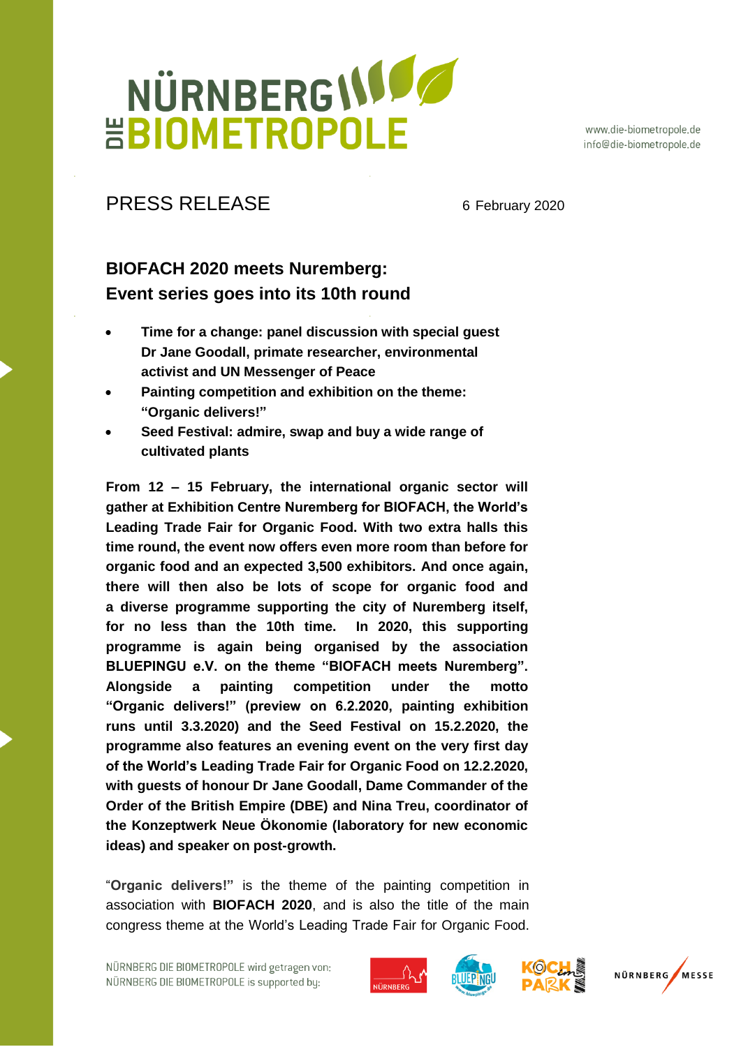NÜRNBERG DIE BIOMETROPOLE

www.die-biometropole.de
info@die-biometropole.de

PRESS RELEASE

6 February 2020

## BIOFACH 2020 meets Nuremberg: Event series goes into its 10th round

- **Time for a change: panel discussion with special guest Dr Jane Goodall, primate researcher, environmental activist and UN Messenger of Peace**
- **Painting competition and exhibition on the theme: "Organic delivers!"**
- **Seed Festival: admire, swap and buy a wide range of cultivated plants**

**From 12 – 15 February, the international organic sector will gather at Exhibition Centre Nuremberg for BIOFACH, the World's Leading Trade Fair for Organic Food. With two extra halls this time round, the event now offers even more room than before for organic food and an expected 3,500 exhibitors. And once again, there will then also be lots of scope for organic food and a diverse programme supporting the city of Nuremberg itself, for no less than the 10th time. In 2020, this supporting programme is again being organised by the association BLUEPINGU e.V. on the theme "BIOFACH meets Nuremberg". Alongside a painting competition under the motto "Organic delivers!" (preview on 6.2.2020, painting exhibition runs until 3.3.2020) and the Seed Festival on 15.2.2020, the programme also features an evening event on the very first day of the World's Leading Trade Fair for Organic Food on 12.2.2020, with guests of honour Dr Jane Goodall, Dame Commander of the Order of the British Empire (DBE) and Nina Treu, coordinator of the Konzeptwerk Neue Ökonomie (laboratory for new economic ideas) and speaker on post-growth.**

"**Organic delivers!**" is the theme of the painting competition in association with **BIOFACH 2020**, and is also the title of the main congress theme at the World's Leading Trade Fair for Organic Food.

NÜRNBERG DIE BIOMETROPOLE wird getragen von:
NÜRNBERG DIE BIOMETROPOLE is supported by: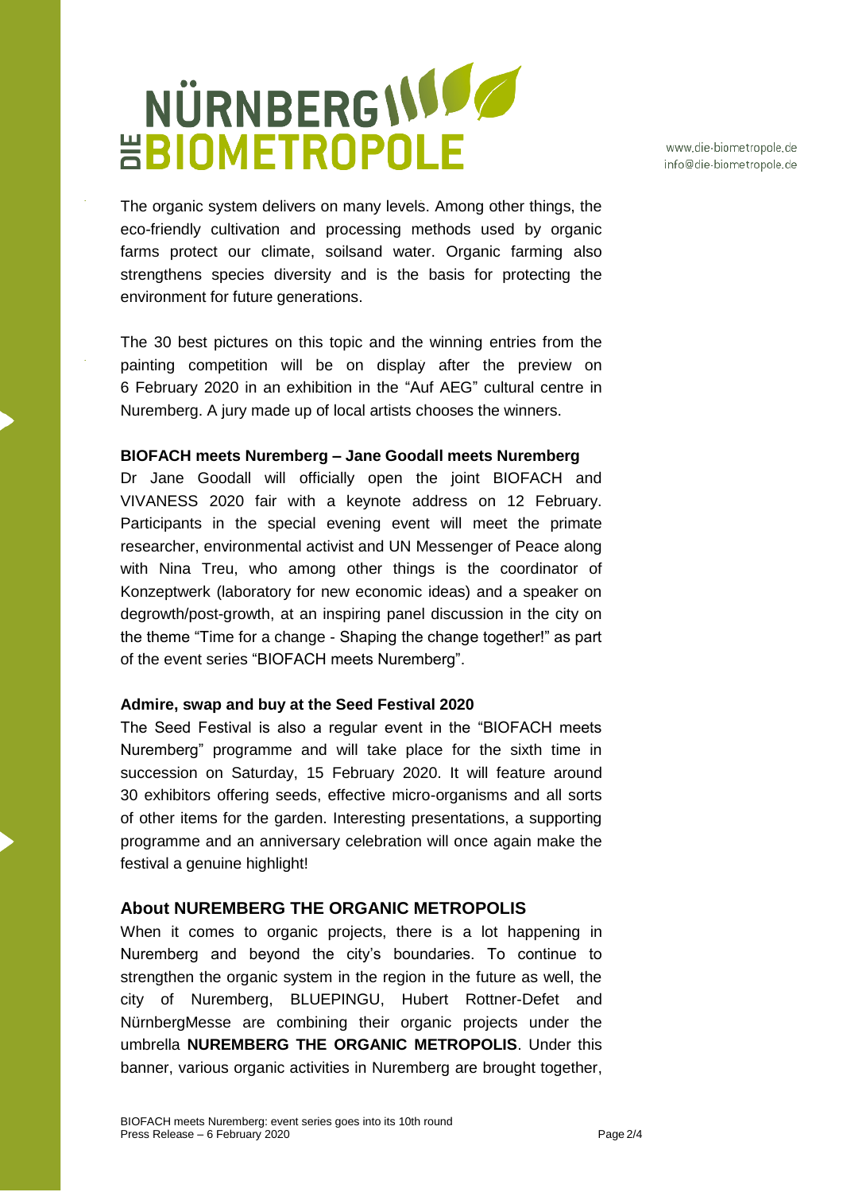The organic system delivers on many levels. Among other things, the eco-friendly cultivation and processing methods used by organic farms protect our climate, soilsand water. Organic farming also strengthens species diversity and is the basis for protecting the environment for future generations.

The 30 best pictures on this topic and the winning entries from the painting competition will be on display after the preview on 6 February 2020 in an exhibition in the “Auf AEG” cultural centre in Nuremberg. A jury made up of local artists chooses the winners.

**BIOFACH meets Nuremberg – Jane Goodall meets Nuremberg**

Dr Jane Goodall will officially open the joint BIOFACH and VIVANESS 2020 fair with a keynote address on 12 February. Participants in the special evening event will meet the primate researcher, environmental activist and UN Messenger of Peace along with Nina Treu, who among other things is the coordinator of Konzeptwerk (laboratory for new economic ideas) and a speaker on degrowth/post-growth, at an inspiring panel discussion in the city on the theme “Time for a change - Shaping the change together!” as part of the event series “BIOFACH meets Nuremberg”.

**Admire, swap and buy at the Seed Festival 2020**

The Seed Festival is also a regular event in the “BIOFACH meets Nuremberg” programme and will take place for the sixth time in succession on Saturday, 15 February 2020. It will feature around 30 exhibitors offering seeds, effective micro-organisms and all sorts of other items for the garden. Interesting presentations, a supporting programme and an anniversary celebration will once again make the festival a genuine highlight!

## About NUREMBERG THE ORGANIC METROPOLIS

When it comes to organic projects, there is a lot happening in Nuremberg and beyond the city’s boundaries. To continue to strengthen the organic system in the region in the future as well, the city of Nuremberg, BLUEPINGU, Hubert Rottner-Defet and NürnbergMesse are combining their organic projects under the umbrella **NUREMBERG THE ORGANIC METROPOLIS**. Under this banner, various organic activities in Nuremberg are brought together,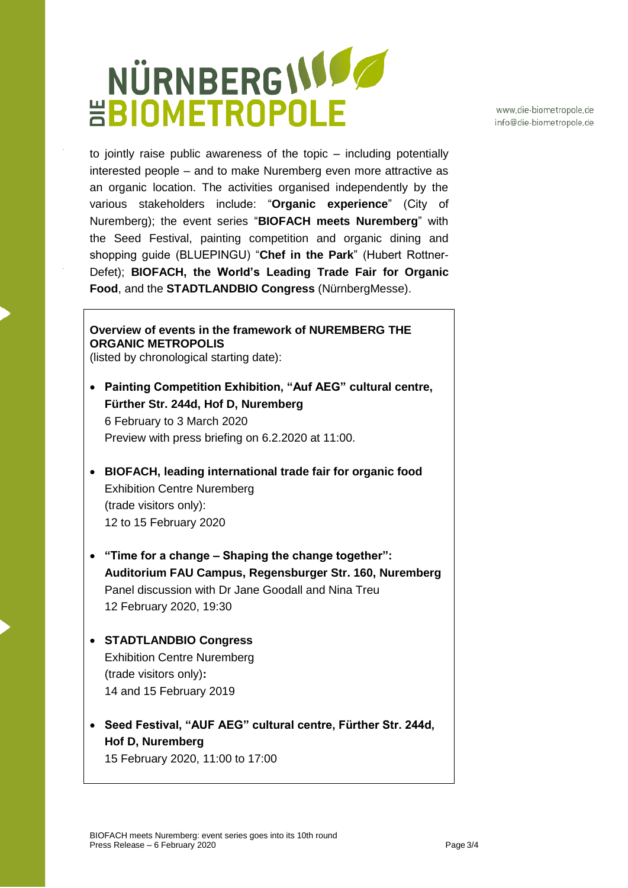to jointly raise public awareness of the topic – including potentially interested people – and to make Nuremberg even more attractive as an organic location. The activities organised independently by the various stakeholders include: "**Organic experience**" (City of Nuremberg); the event series "**BIOFACH meets Nuremberg**" with the Seed Festival, painting competition and organic dining and shopping guide (BLUEPINGU) "**Chef in the Park**" (Hubert Rottner-Defet); **BIOFACH, the World's Leading Trade Fair for Organic Food**, and the **STADTLANDBIO Congress** (NürnbergMesse).

**Overview of events in the framework of NUREMBERG THE ORGANIC METROPOLIS**
(listed by chronological starting date):

- **Painting Competition Exhibition, "Auf AEG" cultural centre, Fürther Str. 244d, Hof D, Nuremberg**
  6 February to 3 March 2020
  Preview with press briefing on 6.2.2020 at 11:00.

- **BIOFACH, leading international trade fair for organic food**
  Exhibition Centre Nuremberg
  (trade visitors only):
  12 to 15 February 2020

- **"Time for a change – Shaping the change together": Auditorium FAU Campus, Regensburger Str. 160, Nuremberg**
  Panel discussion with Dr Jane Goodall and Nina Treu
  12 February 2020, 19:30

- **STADTLANDBIO Congress**
  Exhibition Centre Nuremberg
  (trade visitors only)**:**
  14 and 15 February 2019

- **Seed Festival, "AUF AEG" cultural centre, Fürther Str. 244d, Hof D, Nuremberg**
  15 February 2020, 11:00 to 17:00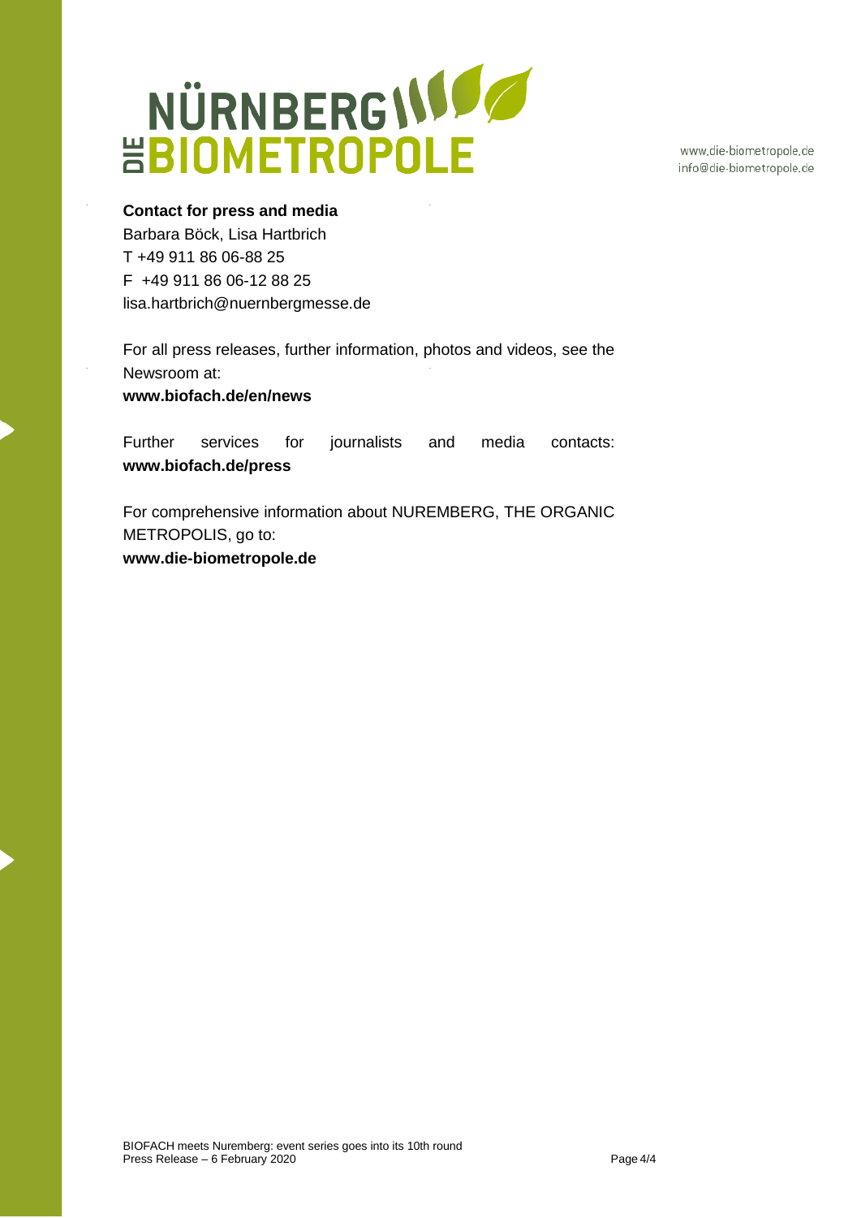**Contact for press and media**
Barbara Böck, Lisa Hartbrich
T +49 911 86 06-88 25
F +49 911 86 06-12 88 25
lisa.hartbrich@nuernbergmesse.de

For all press releases, further information, photos and videos, see the Newsroom at:
**www.biofach.de/en/news**

Further services for journalists and media contacts: **www.biofach.de/press**

For comprehensive information about NUREMBERG, THE ORGANIC METROPOLIS, go to:
**www.die-biometropole.de**